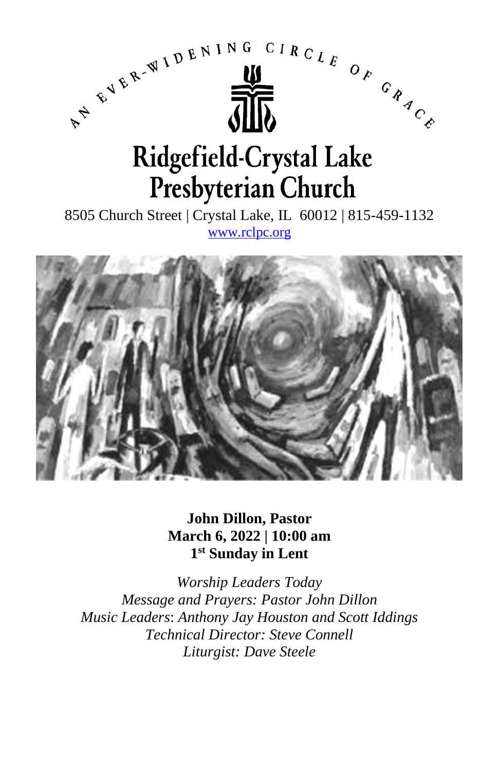AN EVER-WIDENING CIRCLE OF GRACE

# Ridgefield-Crystal Lake Presbyterian Church

8505 Church Street | Crystal Lake, IL 60012 | 815-459-1132
www.rclpc.org

**John Dillon, Pastor**
**March 6, 2022 | 10:00 am**
**1st Sunday in Lent**

*Worship Leaders Today*
*Message and Prayers: Pastor John Dillon*
*Music Leaders: Anthony Jay Houston and Scott Iddings*
*Technical Director: Steve Connell*
*Liturgist: Dave Steele*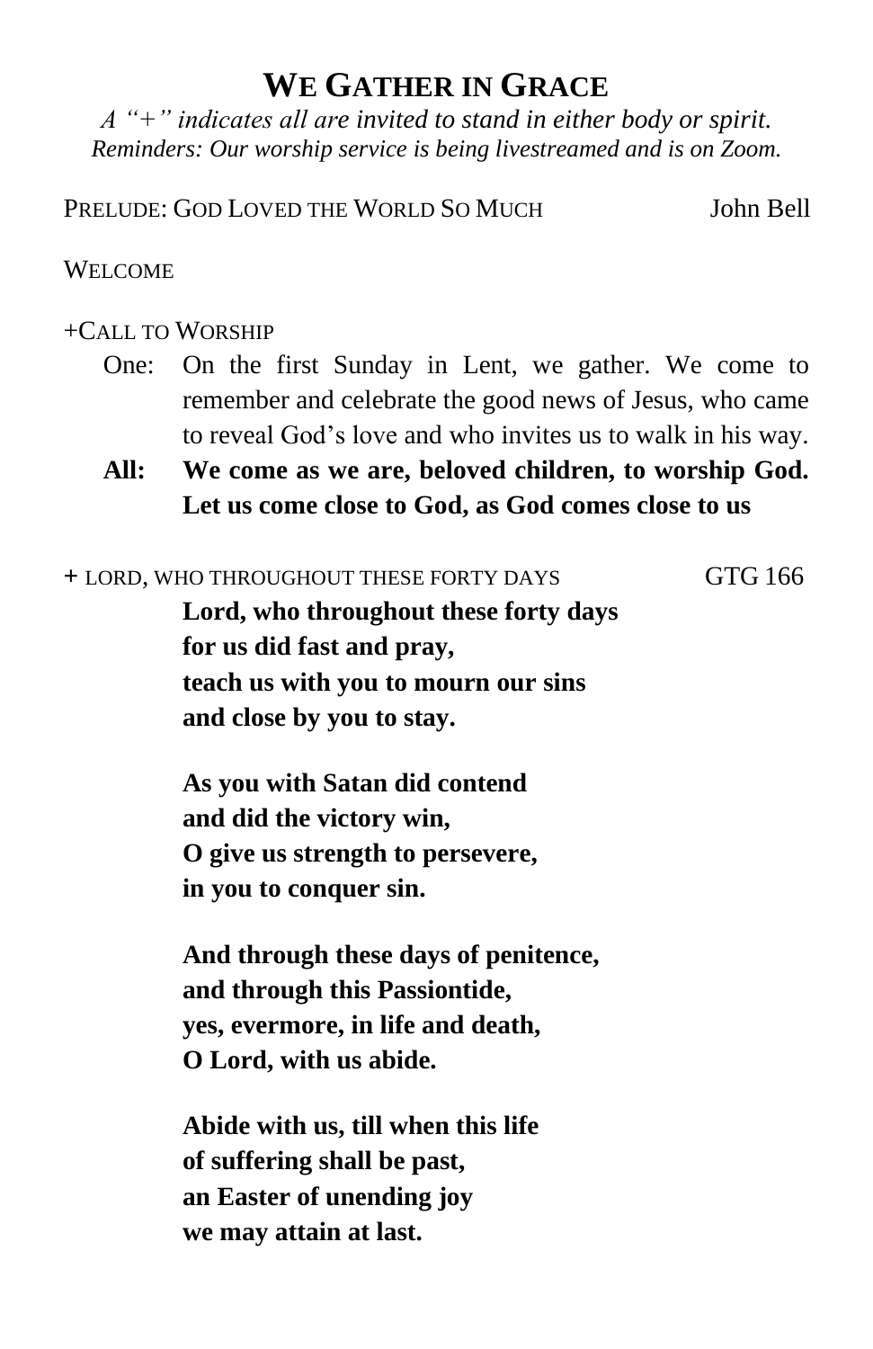# WE GATHER IN GRACE

*A "+" indicates all are invited to stand in either body or spirit.*
*Reminders: Our worship service is being livestreamed and is on Zoom.*

PRELUDE: GOD LOVED THE WORLD SO MUCH — John Bell

WELCOME

+CALL TO WORSHIP

One: On the first Sunday in Lent, we gather. We come to remember and celebrate the good news of Jesus, who came to reveal God's love and who invites us to walk in his way.

**All: We come as we are, beloved children, to worship God. Let us come close to God, as God comes close to us**

+ LORD, WHO THROUGHOUT THESE FORTY DAYS — GTG 166

**Lord, who throughout these forty days**
**for us did fast and pray,**
**teach us with you to mourn our sins**
**and close by you to stay.**

**As you with Satan did contend**
**and did the victory win,**
**O give us strength to persevere,**
**in you to conquer sin.**

**And through these days of penitence,**
**and through this Passiontide,**
**yes, evermore, in life and death,**
**O Lord, with us abide.**

**Abide with us, till when this life**
**of suffering shall be past,**
**an Easter of unending joy**
**we may attain at last.**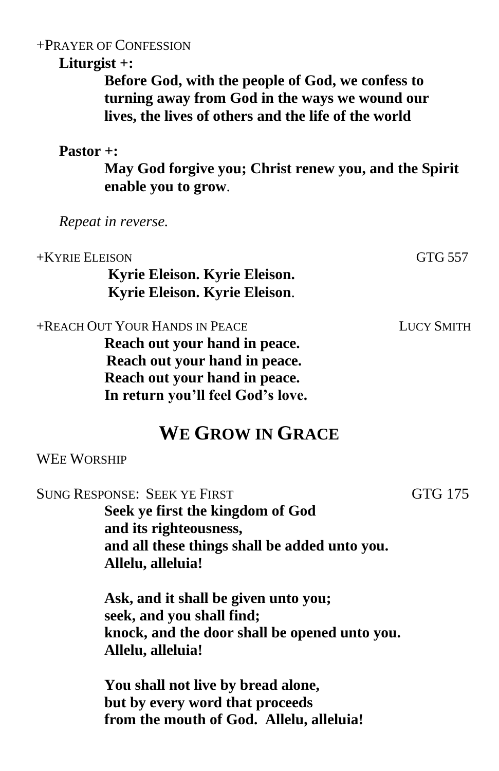+PRAYER OF CONFESSION

**Liturgist +:**

**Before God, with the people of God, we confess to turning away from God in the ways we wound our lives, the lives of others and the life of the world**

**Pastor +:**

**May God forgive you; Christ renew you, and the Spirit enable you to grow**.

*Repeat in reverse.*

+KYRIE ELEISON GTG 557

**Kyrie Eleison. Kyrie Eleison.**
**Kyrie Eleison. Kyrie Eleison**.

+REACH OUT YOUR HANDS IN PEACE LUCY SMITH

**Reach out your hand in peace.**
**Reach out your hand in peace.**
**Reach out your hand in peace.**
**In return you'll feel God's love.**

## WE GROW IN GRACE

WEE WORSHIP

SUNG RESPONSE: SEEK YE FIRST GTG 175

**Seek ye first the kingdom of God**
**and its righteousness,**
**and all these things shall be added unto you.**
**Allelu, alleluia!**

**Ask, and it shall be given unto you;**
**seek, and you shall find;**
**knock, and the door shall be opened unto you.**
**Allelu, alleluia!**

**You shall not live by bread alone,**
**but by every word that proceeds**
**from the mouth of God. Allelu, alleluia!**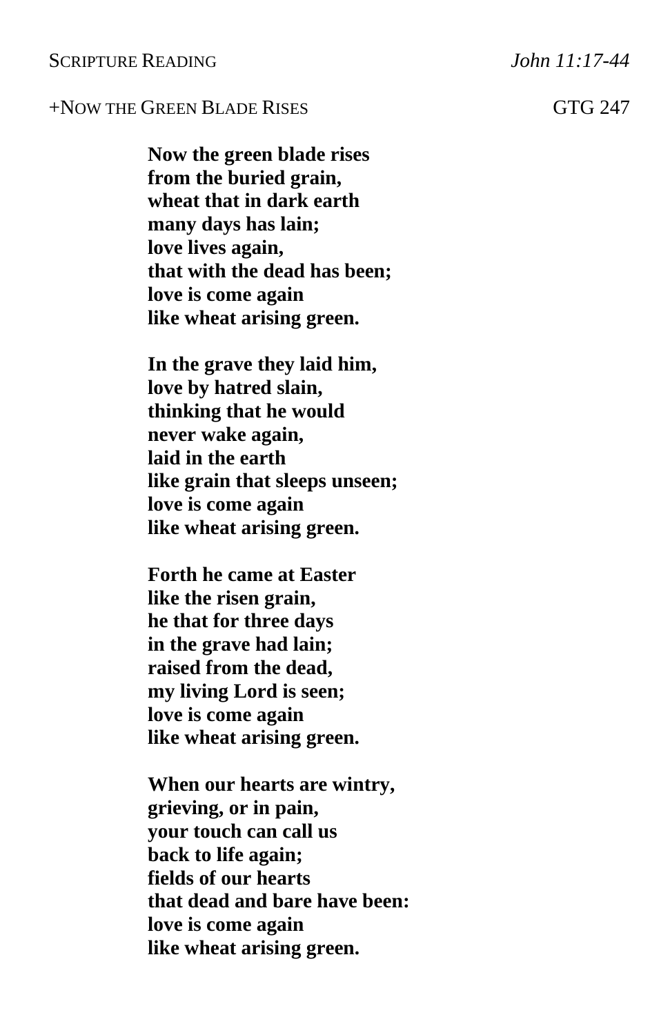SCRIPTURE READING *John 11:17-44*

+NOW THE GREEN BLADE RISES GTG 247

**Now the green blade rises**
**from the buried grain,**
**wheat that in dark earth**
**many days has lain;**
**love lives again,**
**that with the dead has been;**
**love is come again**
**like wheat arising green.**

**In the grave they laid him,**
**love by hatred slain,**
**thinking that he would**
**never wake again,**
**laid in the earth**
**like grain that sleeps unseen;**
**love is come again**
**like wheat arising green.**

**Forth he came at Easter**
**like the risen grain,**
**he that for three days**
**in the grave had lain;**
**raised from the dead,**
**my living Lord is seen;**
**love is come again**
**like wheat arising green.**

**When our hearts are wintry,**
**grieving, or in pain,**
**your touch can call us**
**back to life again;**
**fields of our hearts**
**that dead and bare have been:**
**love is come again**
**like wheat arising green.**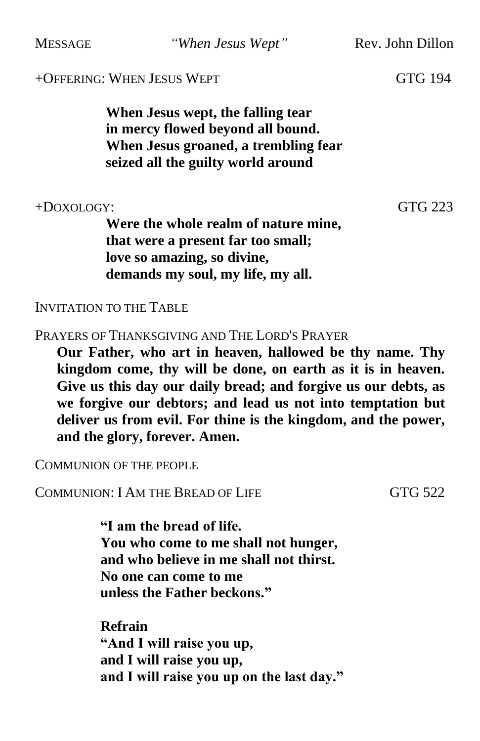MESSAGE *"When Jesus Wept"* Rev. John Dillon

+OFFERING: WHEN JESUS WEPT GTG 194

**When Jesus wept, the falling tear**
**in mercy flowed beyond all bound.**
**When Jesus groaned, a trembling fear**
**seized all the guilty world around**

+DOXOLOGY: GTG 223

**Were the whole realm of nature mine,**
**that were a present far too small;**
**love so amazing, so divine,**
**demands my soul, my life, my all.**

INVITATION TO THE TABLE

PRAYERS OF THANKSGIVING AND THE LORD'S PRAYER

**Our Father, who art in heaven, hallowed be thy name. Thy kingdom come, thy will be done, on earth as it is in heaven. Give us this day our daily bread; and forgive us our debts, as we forgive our debtors; and lead us not into temptation but deliver us from evil. For thine is the kingdom, and the power, and the glory, forever. Amen.**

COMMUNION OF THE PEOPLE

COMMUNION: I AM THE BREAD OF LIFE GTG 522

**"I am the bread of life.**
**You who come to me shall not hunger,**
**and who believe in me shall not thirst.**
**No one can come to me**
**unless the Father beckons."**

**Refrain**
**"And I will raise you up,**
**and I will raise you up,**
**and I will raise you up on the last day."**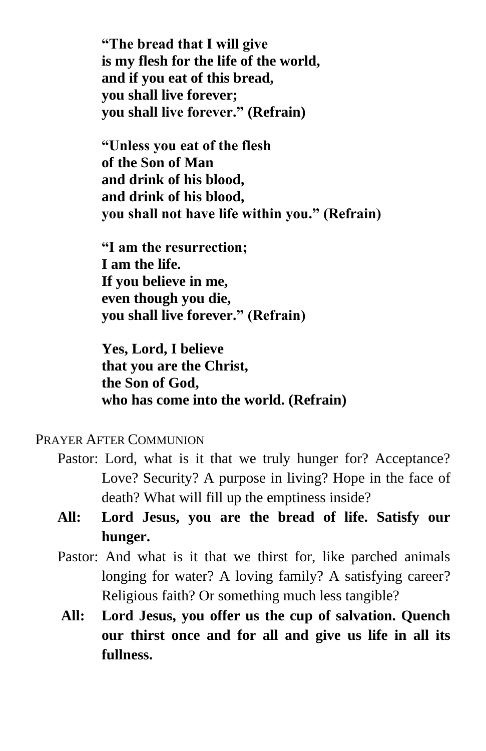**"The bread that I will give**
**is my flesh for the life of the world,**
**and if you eat of this bread,**
**you shall live forever;**
**you shall live forever." (Refrain)**

**"Unless you eat of the flesh**
**of the Son of Man**
**and drink of his blood,**
**and drink of his blood,**
**you shall not have life within you." (Refrain)**

**"I am the resurrection;**
**I am the life.**
**If you believe in me,**
**even though you die,**
**you shall live forever." (Refrain)**

**Yes, Lord, I believe**
**that you are the Christ,**
**the Son of God,**
**who has come into the world. (Refrain)**

PRAYER AFTER COMMUNION

Pastor: Lord, what is it that we truly hunger for? Acceptance? Love? Security? A purpose in living? Hope in the face of death? What will fill up the emptiness inside?

**All: Lord Jesus, you are the bread of life. Satisfy our hunger.**

Pastor: And what is it that we thirst for, like parched animals longing for water? A loving family? A satisfying career? Religious faith? Or something much less tangible?

**All: Lord Jesus, you offer us the cup of salvation. Quench our thirst once and for all and give us life in all its fullness.**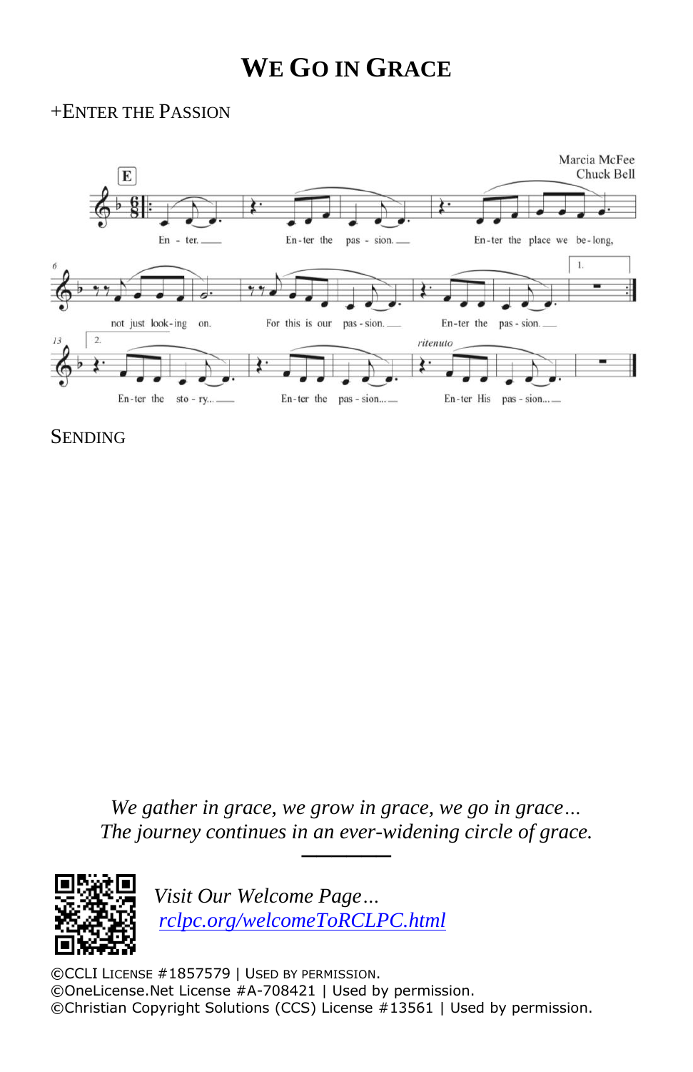# We Go in Grace

+Enter the Passion

Marcia McFee
Chuck Bell

En - ter. En-ter the pas - sion. En-ter the place we be-long, not just look-ing on. For this is our pas-sion. En-ter the pas - sion.

En-ter the sto - ry... En-ter the pas - sion... En-ter His pas - sion...

Sending

*We gather in grace, we grow in grace, we go in grace…*
*The journey continues in an ever-widening circle of grace.*

*Visit Our Welcome Page…*
*rclpc.org/welcomeToRCLPC.html*

©CCLI License #1857579 | Used by permission.
©OneLicense.Net License #A-708421 | Used by permission.
©Christian Copyright Solutions (CCS) License #13561 | Used by permission.